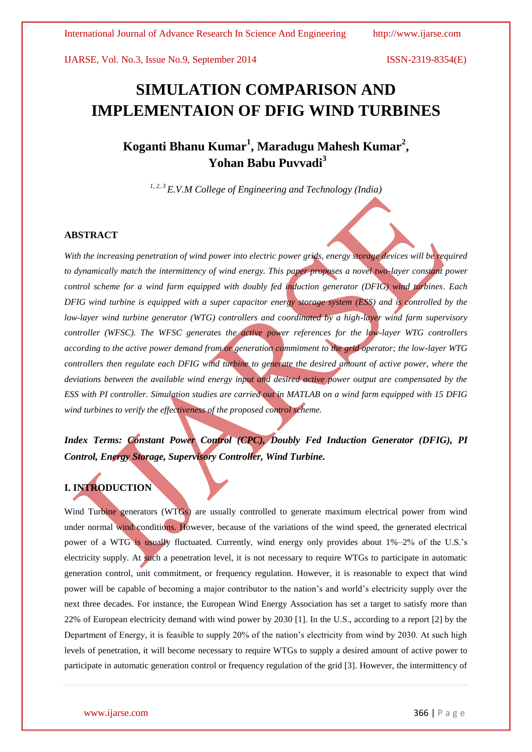# SIMULATION COMPARISON AND IMPLEMENTAION OF DFIG WIND TURBINES

**Koganti Bhanu Kumar[1], Maradugu Mahesh Kumar[2], Yohan Babu Puvvadi[3]**

*[1, 2, 3] E.V.M College of Engineering and Technology (India)*

## ABSTRACT

*With the increasing penetration of wind power into electric power grids, energy storage devices will be required to dynamically match the intermittency of wind energy. This paper proposes a novel two-layer constant power control scheme for a wind farm equipped with doubly fed induction generator (DFIG) wind turbines. Each DFIG wind turbine is equipped with a super capacitor energy storage system (ESS) and is controlled by the low-layer wind turbine generator (WTG) controllers and coordinated by a high-layer wind farm supervisory controller (WFSC). The WFSC generates the active power references for the low-layer WTG controllers according to the active power demand from or generation commitment to the grid operator; the low-layer WTG controllers then regulate each DFIG wind turbine to generate the desired amount of active power, where the deviations between the available wind energy input and desired active power output are compensated by the ESS with PI controller. Simulation studies are carried out in MATLAB on a wind farm equipped with 15 DFIG wind turbines to verify the effectiveness of the proposed control scheme.*

***Index Terms: Constant Power Control (CPC), Doubly Fed Induction Generator (DFIG), PI Control, Energy Storage, Supervisory Controller, Wind Turbine.***

## I. INTRODUCTION

Wind Turbine generators (WTGs) are usually controlled to generate maximum electrical power from wind under normal wind conditions. However, because of the variations of the wind speed, the generated electrical power of a WTG is usually fluctuated. Currently, wind energy only provides about 1%–2% of the U.S.'s electricity supply. At such a penetration level, it is not necessary to require WTGs to participate in automatic generation control, unit commitment, or frequency regulation. However, it is reasonable to expect that wind power will be capable of becoming a major contributor to the nation's and world's electricity supply over the next three decades. For instance, the European Wind Energy Association has set a target to satisfy more than 22% of European electricity demand with wind power by 2030 [1]. In the U.S., according to a report [2] by the Department of Energy, it is feasible to supply 20% of the nation's electricity from wind by 2030. At such high levels of penetration, it will become necessary to require WTGs to supply a desired amount of active power to participate in automatic generation control or frequency regulation of the grid [3]. However, the intermittency of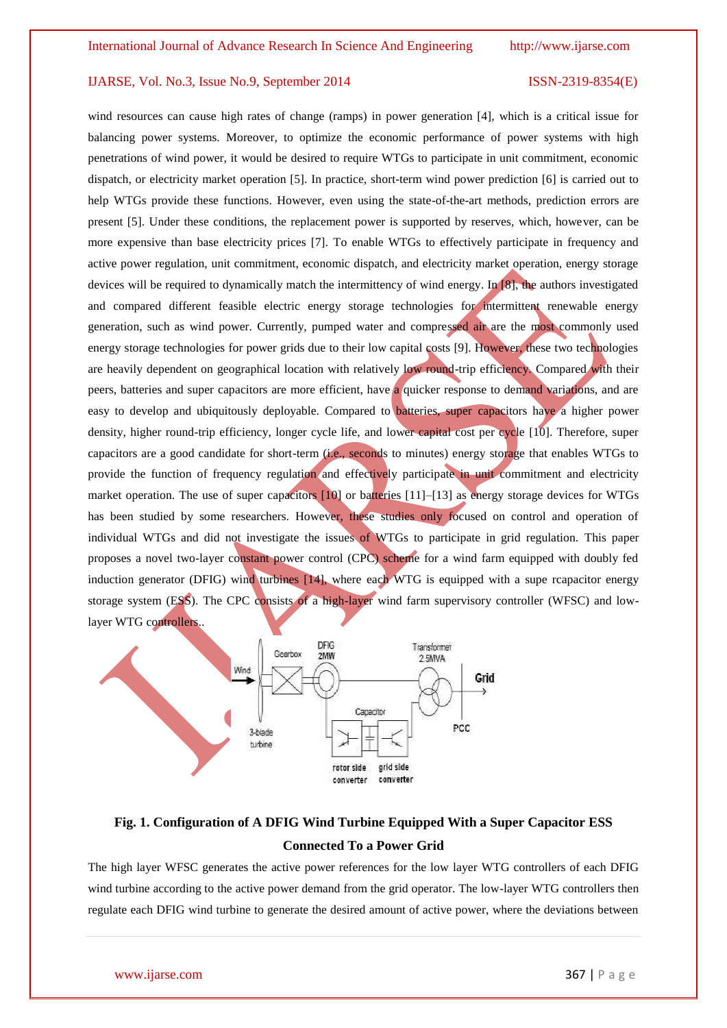wind resources can cause high rates of change (ramps) in power generation [4], which is a critical issue for balancing power systems. Moreover, to optimize the economic performance of power systems with high penetrations of wind power, it would be desired to require WTGs to participate in unit commitment, economic dispatch, or electricity market operation [5]. In practice, short-term wind power prediction [6] is carried out to help WTGs provide these functions. However, even using the state-of-the-art methods, prediction errors are present [5]. Under these conditions, the replacement power is supported by reserves, which, however, can be more expensive than base electricity prices [7]. To enable WTGs to effectively participate in frequency and active power regulation, unit commitment, economic dispatch, and electricity market operation, energy storage devices will be required to dynamically match the intermittency of wind energy. In [8], the authors investigated and compared different feasible electric energy storage technologies for intermittent renewable energy generation, such as wind power. Currently, pumped water and compressed air are the most commonly used energy storage technologies for power grids due to their low capital costs [9]. However, these two technologies are heavily dependent on geographical location with relatively low round-trip efficiency. Compared with their peers, batteries and super capacitors are more efficient, have a quicker response to demand variations, and are easy to develop and ubiquitously deployable. Compared to batteries, super capacitors have a higher power density, higher round-trip efficiency, longer cycle life, and lower capital cost per cycle [10]. Therefore, super capacitors are a good candidate for short-term (i.e., seconds to minutes) energy storage that enables WTGs to provide the function of frequency regulation and effectively participate in unit commitment and electricity market operation. The use of super capacitors [10] or batteries [11]–[13] as energy storage devices for WTGs has been studied by some researchers. However, these studies only focused on control and operation of individual WTGs and did not investigate the issues of WTGs to participate in grid regulation. This paper proposes a novel two-layer constant power control (CPC) scheme for a wind farm equipped with doubly fed induction generator (DFIG) wind turbines [14], where each WTG is equipped with a supe rcapacitor energy storage system (ESS). The CPC consists of a high-layer wind farm supervisory controller (WFSC) and low-layer WTG controllers..

**Fig. 1. Configuration of A DFIG Wind Turbine Equipped With a Super Capacitor ESS Connected To a Power Grid**

The high layer WFSC generates the active power references for the low layer WTG controllers of each DFIG wind turbine according to the active power demand from the grid operator. The low-layer WTG controllers then regulate each DFIG wind turbine to generate the desired amount of active power, where the deviations between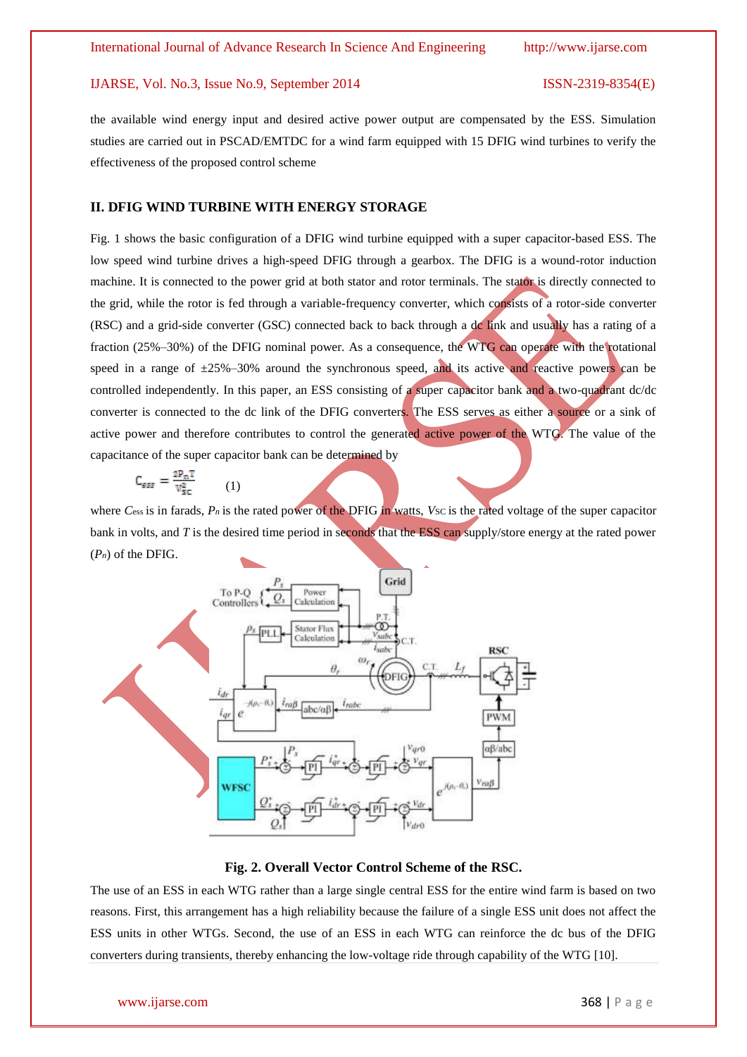the available wind energy input and desired active power output are compensated by the ESS. Simulation studies are carried out in PSCAD/EMTDC for a wind farm equipped with 15 DFIG wind turbines to verify the effectiveness of the proposed control scheme

## II. DFIG WIND TURBINE WITH ENERGY STORAGE

Fig. 1 shows the basic configuration of a DFIG wind turbine equipped with a super capacitor-based ESS. The low speed wind turbine drives a high-speed DFIG through a gearbox. The DFIG is a wound-rotor induction machine. It is connected to the power grid at both stator and rotor terminals. The stator is directly connected to the grid, while the rotor is fed through a variable-frequency converter, which consists of a rotor-side converter (RSC) and a grid-side converter (GSC) connected back to back through a dc link and usually has a rating of a fraction (25%–30%) of the DFIG nominal power. As a consequence, the WTG can operate with the rotational speed in a range of ±25%–30% around the synchronous speed, and its active and reactive powers can be controlled independently. In this paper, an ESS consisting of a super capacitor bank and a two-quadrant dc/dc converter is connected to the dc link of the DFIG converters. The ESS serves as either a source or a sink of active power and therefore contributes to control the generated active power of the WTG. The value of the capacitance of the super capacitor bank can be determined by

$$C_{ess} = \frac{2P_n T}{V_{SC}^2} \qquad (1)$$

where $C_{ess}$ is in farads, $P_n$ is the rated power of the DFIG in watts, $V_{SC}$ is the rated voltage of the super capacitor bank in volts, and $T$ is the desired time period in seconds that the ESS can supply/store energy at the rated power ($P_n$) of the DFIG.

**Fig. 2. Overall Vector Control Scheme of the RSC.**

The use of an ESS in each WTG rather than a large single central ESS for the entire wind farm is based on two reasons. First, this arrangement has a high reliability because the failure of a single ESS unit does not affect the ESS units in other WTGs. Second, the use of an ESS in each WTG can reinforce the dc bus of the DFIG converters during transients, thereby enhancing the low-voltage ride through capability of the WTG [10].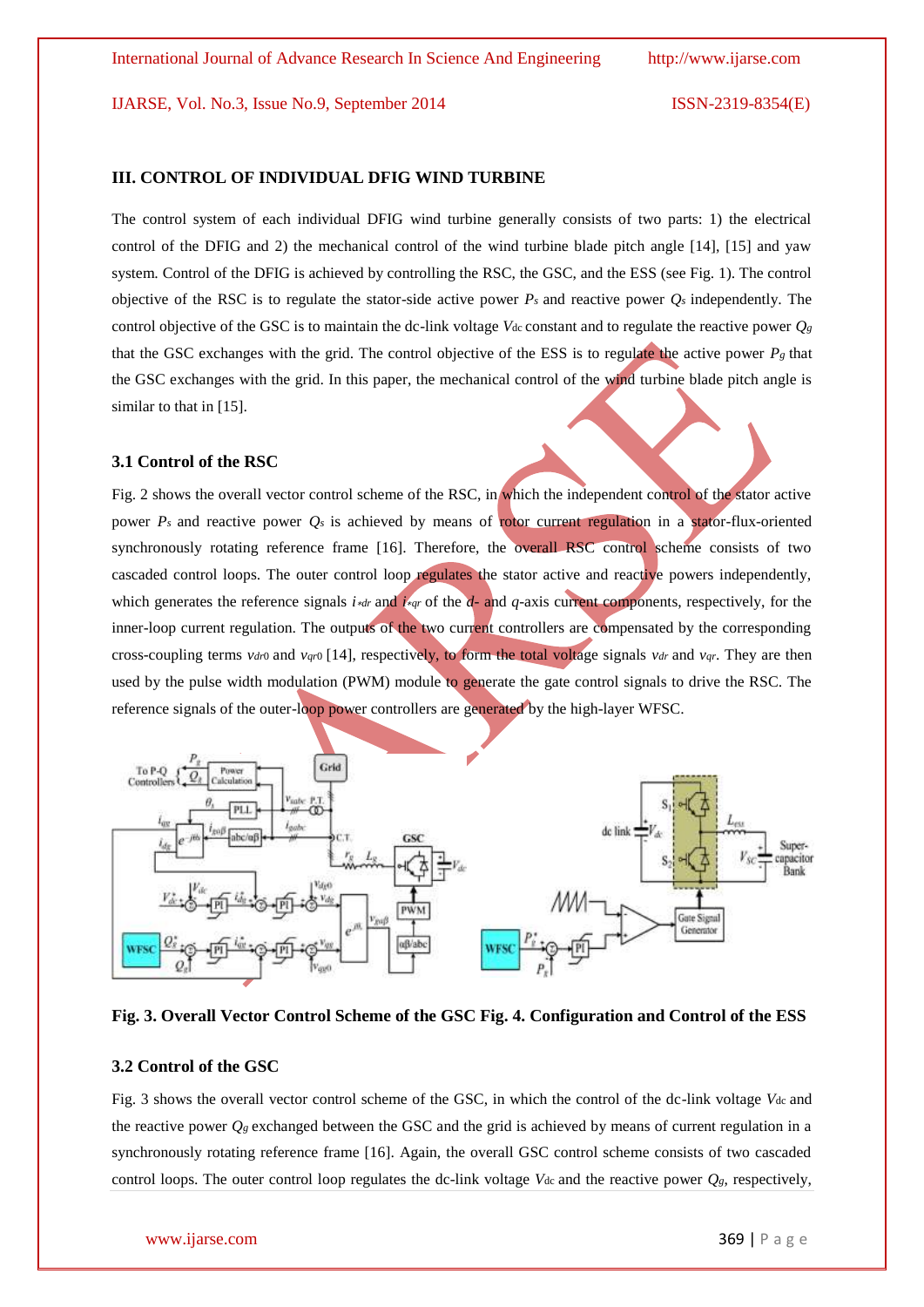### III. CONTROL OF INDIVIDUAL DFIG WIND TURBINE

The control system of each individual DFIG wind turbine generally consists of two parts: 1) the electrical control of the DFIG and 2) the mechanical control of the wind turbine blade pitch angle [14], [15] and yaw system. Control of the DFIG is achieved by controlling the RSC, the GSC, and the ESS (see Fig. 1). The control objective of the RSC is to regulate the stator-side active power $P_s$ and reactive power $Q_s$ independently. The control objective of the GSC is to maintain the dc-link voltage $V_{dc}$ constant and to regulate the reactive power $Q_g$ that the GSC exchanges with the grid. The control objective of the ESS is to regulate the active power $P_g$ that the GSC exchanges with the grid. In this paper, the mechanical control of the wind turbine blade pitch angle is similar to that in [15].

### 3.1 Control of the RSC

Fig. 2 shows the overall vector control scheme of the RSC, in which the independent control of the stator active power $P_s$ and reactive power $Q_s$ is achieved by means of rotor current regulation in a stator-flux-oriented synchronously rotating reference frame [16]. Therefore, the overall RSC control scheme consists of two cascaded control loops. The outer control loop regulates the stator active and reactive powers independently, which generates the reference signals $i_{*dr}$ and $i_{*qr}$ of the $d$- and $q$-axis current components, respectively, for the inner-loop current regulation. The outputs of the two current controllers are compensated by the corresponding cross-coupling terms $v_{dr0}$ and $v_{qr0}$ [14], respectively, to form the total voltage signals $v_{dr}$ and $v_{qr}$. They are then used by the pulse width modulation (PWM) module to generate the gate control signals to drive the RSC. The reference signals of the outer-loop power controllers are generated by the high-layer WFSC.

**Fig. 3. Overall Vector Control Scheme of the GSC Fig. 4. Configuration and Control of the ESS**

### 3.2 Control of the GSC

Fig. 3 shows the overall vector control scheme of the GSC, in which the control of the dc-link voltage $V_{dc}$ and the reactive power $Q_g$ exchanged between the GSC and the grid is achieved by means of current regulation in a synchronously rotating reference frame [16]. Again, the overall GSC control scheme consists of two cascaded control loops. The outer control loop regulates the dc-link voltage $V_{dc}$ and the reactive power $Q_g$, respectively,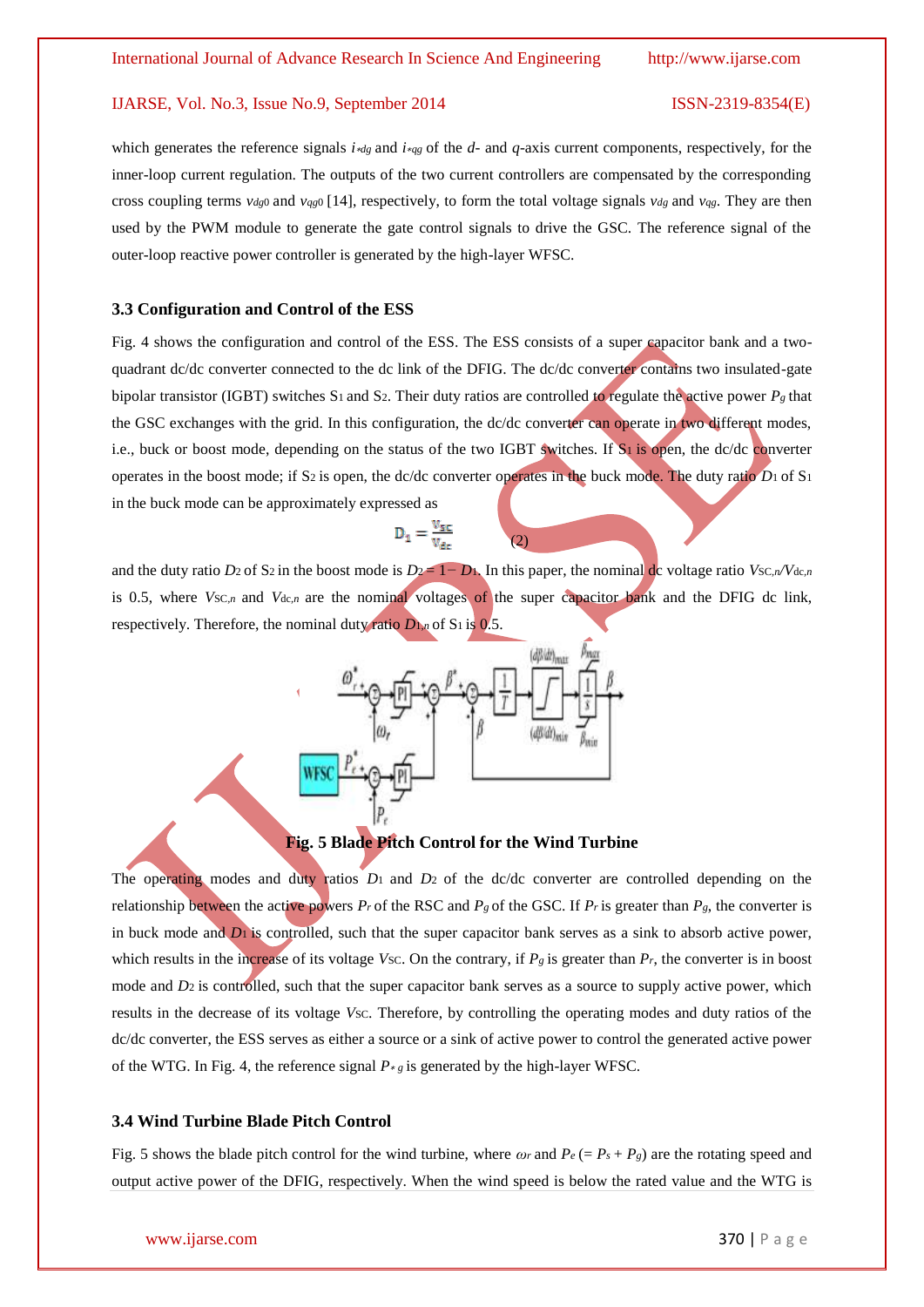which generates the reference signals $i_{*dg}$ and $i_{*qg}$ of the *d*- and *q*-axis current components, respectively, for the inner-loop current regulation. The outputs of the two current controllers are compensated by the corresponding cross coupling terms $v_{dg0}$ and $v_{qg0}$ [14], respectively, to form the total voltage signals $v_{dg}$ and $v_{qg}$. They are then used by the PWM module to generate the gate control signals to drive the GSC. The reference signal of the outer-loop reactive power controller is generated by the high-layer WFSC.

### 3.3 Configuration and Control of the ESS

Fig. 4 shows the configuration and control of the ESS. The ESS consists of a super capacitor bank and a two-quadrant dc/dc converter connected to the dc link of the DFIG. The dc/dc converter contains two insulated-gate bipolar transistor (IGBT) switches $S_1$ and $S_2$. Their duty ratios are controlled to regulate the active power $P_g$ that the GSC exchanges with the grid. In this configuration, the dc/dc converter can operate in two different modes, i.e., buck or boost mode, depending on the status of the two IGBT switches. If $S_1$ is open, the dc/dc converter operates in the boost mode; if $S_2$ is open, the dc/dc converter operates in the buck mode. The duty ratio $D_1$ of $S_1$ in the buck mode can be approximately expressed as

$$D_1 = \frac{V_{SC}}{V_{dc}} \qquad (2)$$

and the duty ratio $D_2$ of $S_2$ in the boost mode is $D_2 = 1 - D_1$. In this paper, the nominal dc voltage ratio $V_{SC,n}/V_{dc,n}$ is 0.5, where $V_{SC,n}$ and $V_{dc,n}$ are the nominal voltages of the super capacitor bank and the DFIG dc link, respectively. Therefore, the nominal duty ratio $D_{1,n}$ of $S_1$ is 0.5.

**Fig. 5 Blade Pitch Control for the Wind Turbine**

The operating modes and duty ratios $D_1$ and $D_2$ of the dc/dc converter are controlled depending on the relationship between the active powers $P_r$ of the RSC and $P_g$ of the GSC. If $P_r$ is greater than $P_g$, the converter is in buck mode and $D_1$ is controlled, such that the super capacitor bank serves as a sink to absorb active power, which results in the increase of its voltage $V_{SC}$. On the contrary, if $P_g$ is greater than $P_r$, the converter is in boost mode and $D_2$ is controlled, such that the super capacitor bank serves as a source to supply active power, which results in the decrease of its voltage $V_{SC}$. Therefore, by controlling the operating modes and duty ratios of the dc/dc converter, the ESS serves as either a source or a sink of active power to control the generated active power of the WTG. In Fig. 4, the reference signal $P_{*g}$ is generated by the high-layer WFSC.

### 3.4 Wind Turbine Blade Pitch Control

Fig. 5 shows the blade pitch control for the wind turbine, where $\omega_r$ and $P_e$ ($= P_s + P_g$) are the rotating speed and output active power of the DFIG, respectively. When the wind speed is below the rated value and the WTG is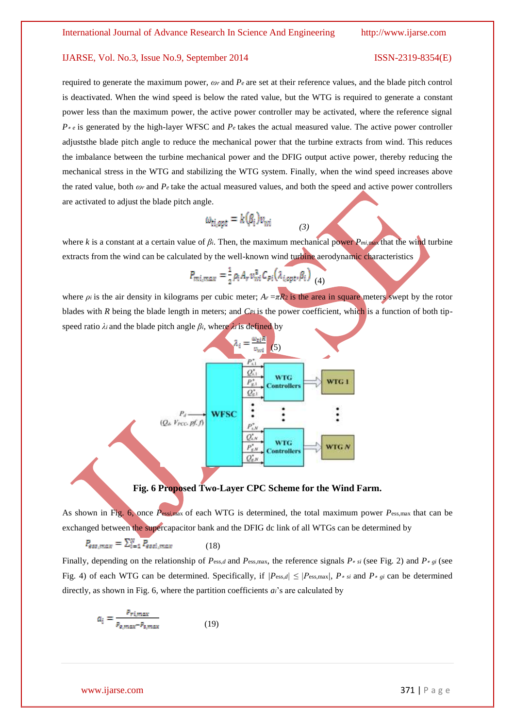required to generate the maximum power, $\omega_r$ and $P_e$ are set at their reference values, and the blade pitch control is deactivated. When the wind speed is below the rated value, but the WTG is required to generate a constant power less than the maximum power, the active power controller may be activated, where the reference signal $P_{*e}$ is generated by the high-layer WFSC and $P_e$ takes the actual measured value. The active power controller adjuststhe blade pitch angle to reduce the mechanical power that the turbine extracts from wind. This reduces the imbalance between the turbine mechanical power and the DFIG output active power, thereby reducing the mechanical stress in the WTG and stabilizing the WTG system. Finally, when the wind speed increases above the rated value, both $\omega_r$ and $P_e$ take the actual measured values, and both the speed and active power controllers are activated to adjust the blade pitch angle.

$$\omega_{ti,opt} = k(\beta_i)v_{wi} \qquad (3)$$

where $k$ is a constant at a certain value of $\beta_i$. Then, the maximum mechanical power $P_{mi,\max}$ that the wind turbine extracts from the wind can be calculated by the well-known wind turbine aerodynamic characteristics

$$P_{mi,max} = \frac{1}{2}\rho_i A_r v_{wi}^3 C_{Pi}(\lambda_{i,opt}, \beta_i) \qquad (4)$$

where $\rho_i$ is the air density in kilograms per cubic meter; $A_r = \pi R2$ is the area in square meters swept by the rotor blades with $R$ being the blade length in meters; and $C_{Pi}$ is the power coefficient, which is a function of both tip-speed ratio $\lambda_i$ and the blade pitch angle $\beta_i$, where $\lambda_i$ is defined by

$$\lambda_i = \frac{\omega_{ti}R}{v_{wi}} \qquad (5)$$

**Fig. 6 Proposed Two-Layer CPC Scheme for the Wind Farm.**

As shown in Fig. 6, once $P_{essi,\max}$ of each WTG is determined, the total maximum power $P_{ess,\max}$ that can be exchanged between the supercapacitor bank and the DFIG dc link of all WTGs can be determined by

$$P_{ess,max} = \sum_{i=1}^{N} P_{essi,max} \qquad (18)$$

Finally, depending on the relationship of $P_{ess,d}$ and $P_{ess,\max}$, the reference signals $P_{*si}$ (see Fig. 2) and $P_{*gi}$ (see Fig. 4) of each WTG can be determined. Specifically, if $|P_{ess,d}| \leq |P_{ess,\max}|$, $P_{*si}$ and $P_{*gi}$ can be determined directly, as shown in Fig. 6, where the partition coefficients $a_i$'s are calculated by

$$a_i = \frac{P_{ri,max}}{P_{s,max} - P_{s,max}} \qquad (19)$$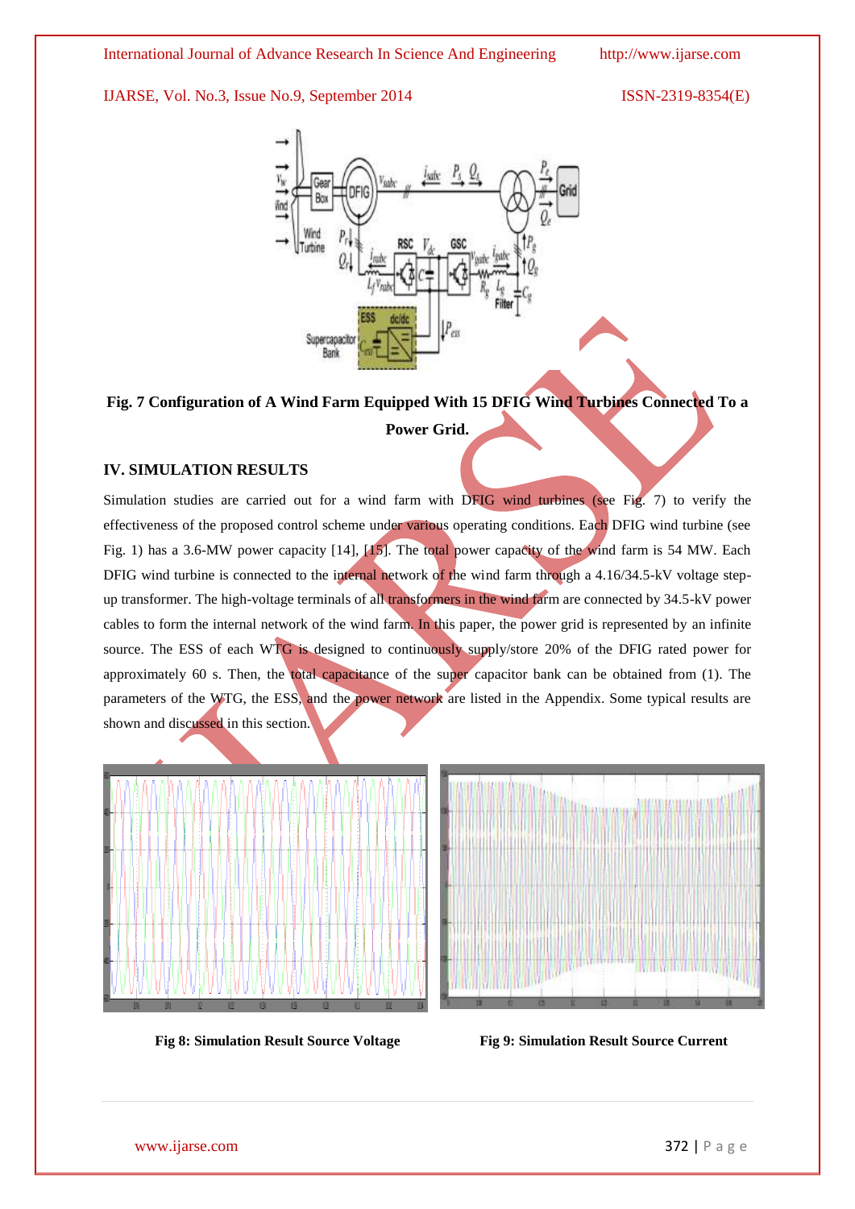**Fig. 7 Configuration of A Wind Farm Equipped With 15 DFIG Wind Turbines Connected To a Power Grid.**

## IV. SIMULATION RESULTS

Simulation studies are carried out for a wind farm with DFIG wind turbines (see Fig. 7) to verify the effectiveness of the proposed control scheme under various operating conditions. Each DFIG wind turbine (see Fig. 1) has a 3.6-MW power capacity [14], [15]. The total power capacity of the wind farm is 54 MW. Each DFIG wind turbine is connected to the internal network of the wind farm through a 4.16/34.5-kV voltage step-up transformer. The high-voltage terminals of all transformers in the wind farm are connected by 34.5-kV power cables to form the internal network of the wind farm. In this paper, the power grid is represented by an infinite source. The ESS of each WTG is designed to continuously supply/store 20% of the DFIG rated power for approximately 60 s. Then, the total capacitance of the super capacitor bank can be obtained from (1). The parameters of the WTG, the ESS, and the power network are listed in the Appendix. Some typical results are shown and discussed in this section.

**Fig 8: Simulation Result Source Voltage**

**Fig 9: Simulation Result Source Current**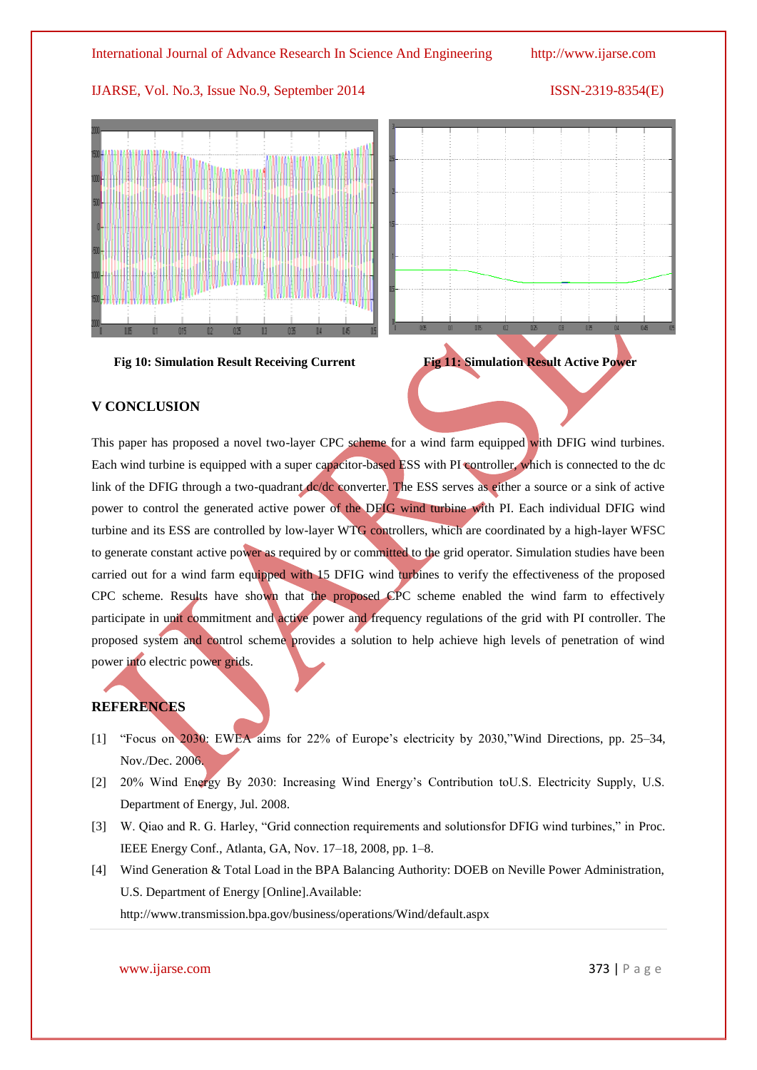Fig 10: Simulation Result Receiving Current

Fig 11: Simulation Result Active Power

## V CONCLUSION

This paper has proposed a novel two-layer CPC scheme for a wind farm equipped with DFIG wind turbines. Each wind turbine is equipped with a super capacitor-based ESS with PI controller, which is connected to the dc link of the DFIG through a two-quadrant dc/dc converter. The ESS serves as either a source or a sink of active power to control the generated active power of the DFIG wind turbine with PI. Each individual DFIG wind turbine and its ESS are controlled by low-layer WTG controllers, which are coordinated by a high-layer WFSC to generate constant active power as required by or committed to the grid operator. Simulation studies have been carried out for a wind farm equipped with 15 DFIG wind turbines to verify the effectiveness of the proposed CPC scheme. Results have shown that the proposed CPC scheme enabled the wind farm to effectively participate in unit commitment and active power and frequency regulations of the grid with PI controller. The proposed system and control scheme provides a solution to help achieve high levels of penetration of wind power into electric power grids.

## REFERENCES

[1] "Focus on 2030: EWEA aims for 22% of Europe's electricity by 2030,"Wind Directions, pp. 25–34, Nov./Dec. 2006.

[2] 20% Wind Energy By 2030: Increasing Wind Energy's Contribution toU.S. Electricity Supply, U.S. Department of Energy, Jul. 2008.

[3] W. Qiao and R. G. Harley, "Grid connection requirements and solutionsfor DFIG wind turbines," in Proc. IEEE Energy Conf., Atlanta, GA, Nov. 17–18, 2008, pp. 1–8.

[4] Wind Generation & Total Load in the BPA Balancing Authority: DOEB on Neville Power Administration, U.S. Department of Energy [Online].Available: http://www.transmission.bpa.gov/business/operations/Wind/default.aspx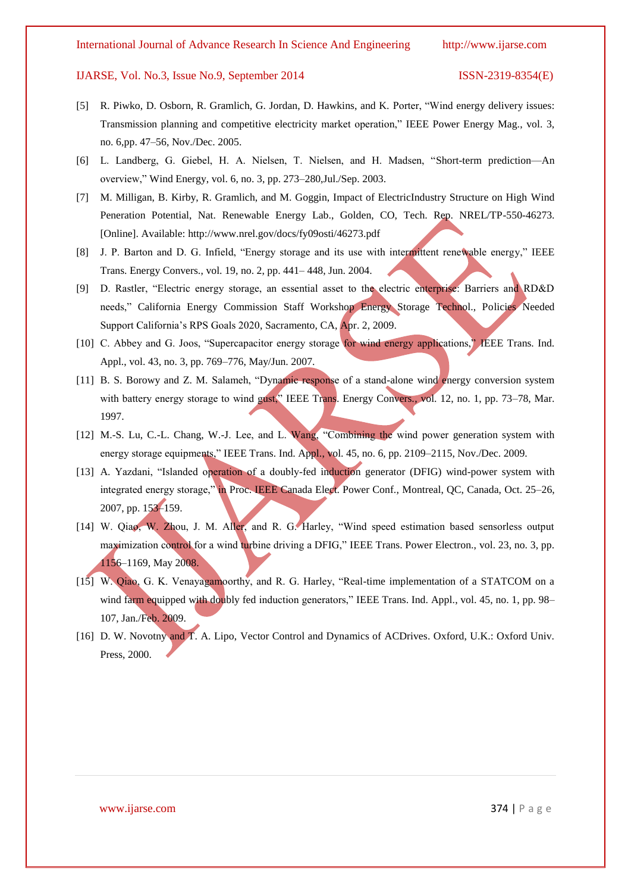[5] R. Piwko, D. Osborn, R. Gramlich, G. Jordan, D. Hawkins, and K. Porter, “Wind energy delivery issues: Transmission planning and competitive electricity market operation,” IEEE Power Energy Mag., vol. 3, no. 6,pp. 47–56, Nov./Dec. 2005.

[6] L. Landberg, G. Giebel, H. A. Nielsen, T. Nielsen, and H. Madsen, “Short-term prediction—An overview,” Wind Energy, vol. 6, no. 3, pp. 273–280,Jul./Sep. 2003.

[7] M. Milligan, B. Kirby, R. Gramlich, and M. Goggin, Impact of ElectricIndustry Structure on High Wind Peneration Potential, Nat. Renewable Energy Lab., Golden, CO, Tech. Rep. NREL/TP-550-46273. [Online]. Available: http://www.nrel.gov/docs/fy09osti/46273.pdf

[8] J. P. Barton and D. G. Infield, “Energy storage and its use with intermittent renewable energy,” IEEE Trans. Energy Convers., vol. 19, no. 2, pp. 441– 448, Jun. 2004.

[9] D. Rastler, “Electric energy storage, an essential asset to the electric enterprise: Barriers and RD&D needs,” California Energy Commission Staff Workshop Energy Storage Technol., Policies Needed Support California’s RPS Goals 2020, Sacramento, CA, Apr. 2, 2009.

[10] C. Abbey and G. Joos, “Supercapacitor energy storage for wind energy applications,” IEEE Trans. Ind. Appl., vol. 43, no. 3, pp. 769–776, May/Jun. 2007.

[11] B. S. Borowy and Z. M. Salameh, “Dynamic response of a stand-alone wind energy conversion system with battery energy storage to wind gust,” IEEE Trans. Energy Convers., vol. 12, no. 1, pp. 73–78, Mar. 1997.

[12] M.-S. Lu, C.-L. Chang, W.-J. Lee, and L. Wang, “Combining the wind power generation system with energy storage equipments,” IEEE Trans. Ind. Appl., vol. 45, no. 6, pp. 2109–2115, Nov./Dec. 2009.

[13] A. Yazdani, “Islanded operation of a doubly-fed induction generator (DFIG) wind-power system with integrated energy storage,” in Proc. IEEE Canada Elect. Power Conf., Montreal, QC, Canada, Oct. 25–26, 2007, pp. 153–159.

[14] W. Qiao, W. Zhou, J. M. Aller, and R. G. Harley, “Wind speed estimation based sensorless output maximization control for a wind turbine driving a DFIG,” IEEE Trans. Power Electron., vol. 23, no. 3, pp. 1156–1169, May 2008.

[15] W. Qiao, G. K. Venayagamoorthy, and R. G. Harley, “Real-time implementation of a STATCOM on a wind farm equipped with doubly fed induction generators,” IEEE Trans. Ind. Appl., vol. 45, no. 1, pp. 98–107, Jan./Feb. 2009.

[16] D. W. Novotny and T. A. Lipo, Vector Control and Dynamics of ACDrives. Oxford, U.K.: Oxford Univ. Press, 2000.